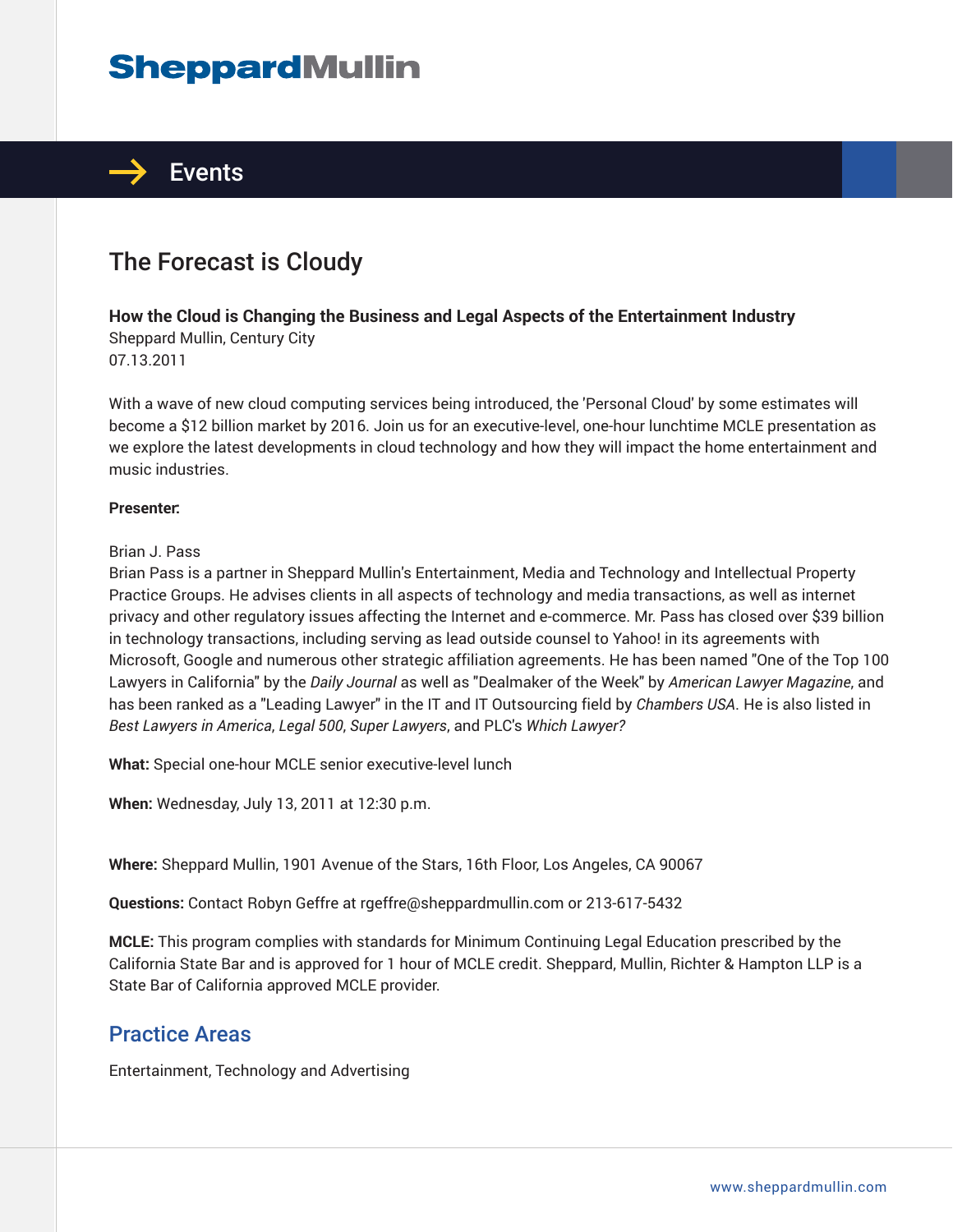SheppardMullin

Events

# The Forecast is Cloudy

**How the Cloud is Changing the Business and Legal Aspects of the Entertainment Industry**
Sheppard Mullin, Century City
07.13.2011

With a wave of new cloud computing services being introduced, the 'Personal Cloud' by some estimates will become a $12 billion market by 2016. Join us for an executive-level, one-hour lunchtime MCLE presentation as we explore the latest developments in cloud technology and how they will impact the home entertainment and music industries.

**Presenter:**

Brian J. Pass
Brian Pass is a partner in Sheppard Mullin's Entertainment, Media and Technology and Intellectual Property Practice Groups. He advises clients in all aspects of technology and media transactions, as well as internet privacy and other regulatory issues affecting the Internet and e-commerce. Mr. Pass has closed over $39 billion in technology transactions, including serving as lead outside counsel to Yahoo! in its agreements with Microsoft, Google and numerous other strategic affiliation agreements. He has been named "One of the Top 100 Lawyers in California" by the *Daily Journal* as well as "Dealmaker of the Week" by *American Lawyer Magazine*, and has been ranked as a "Leading Lawyer" in the IT and IT Outsourcing field by *Chambers USA*. He is also listed in *Best Lawyers in America*, *Legal 500*, *Super Lawyers*, and PLC's *Which Lawyer?*

**What:** Special one-hour MCLE senior executive-level lunch

**When:** Wednesday, July 13, 2011 at 12:30 p.m.

**Where:** Sheppard Mullin, 1901 Avenue of the Stars, 16th Floor, Los Angeles, CA 90067

**Questions:** Contact Robyn Geffre at rgeffre@sheppardmullin.com or 213-617-5432

**MCLE:** This program complies with standards for Minimum Continuing Legal Education prescribed by the California State Bar and is approved for 1 hour of MCLE credit. Sheppard, Mullin, Richter & Hampton LLP is a State Bar of California approved MCLE provider.

## Practice Areas

Entertainment, Technology and Advertising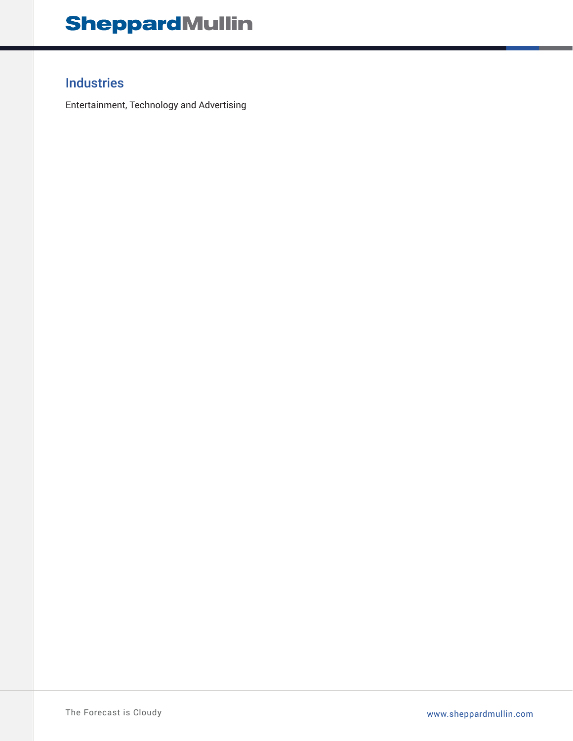## Industries

Entertainment, Technology and Advertising